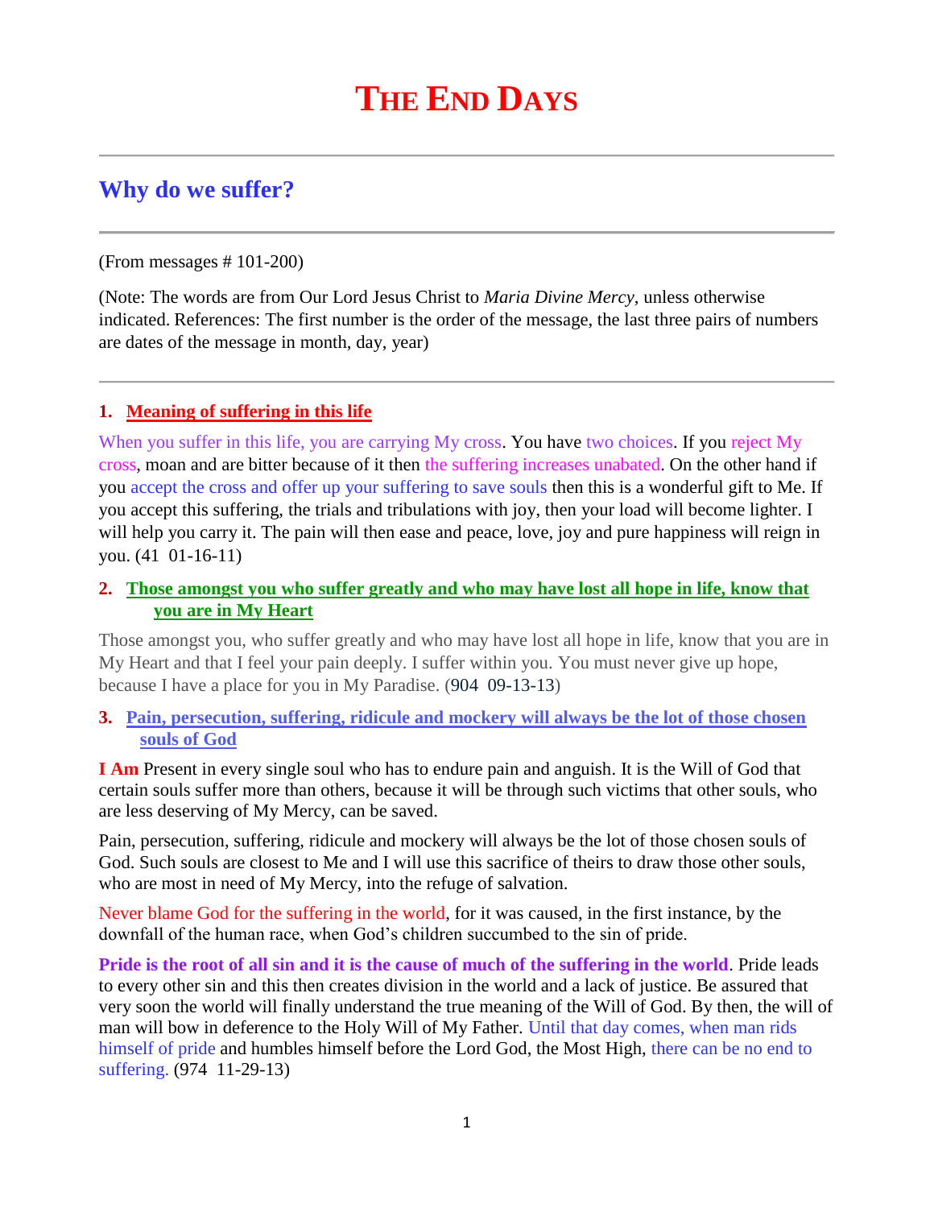# The End Days

## Why do we suffer?

(From messages # 101-200)

(Note: The words are from Our Lord Jesus Christ to *Maria Divine Mercy*, unless otherwise indicated. References: The first number is the order of the message, the last three pairs of numbers are dates of the message in month, day, year)

1. **Meaning of suffering in this life**

When you suffer in this life, you are carrying My cross. You have two choices. If you reject My cross, moan and are bitter because of it then the suffering increases unabated. On the other hand if you accept the cross and offer up your suffering to save souls then this is a wonderful gift to Me. If you accept this suffering, the trials and tribulations with joy, then your load will become lighter. I will help you carry it. The pain will then ease and peace, love, joy and pure happiness will reign in you. (41 01-16-11)

2. **Those amongst you who suffer greatly and who may have lost all hope in life, know that you are in My Heart**

Those amongst you, who suffer greatly and who may have lost all hope in life, know that you are in My Heart and that I feel your pain deeply. I suffer within you. You must never give up hope, because I have a place for you in My Paradise. (904 09-13-13)

3. **Pain, persecution, suffering, ridicule and mockery will always be the lot of those chosen souls of God**

**I Am** Present in every single soul who has to endure pain and anguish. It is the Will of God that certain souls suffer more than others, because it will be through such victims that other souls, who are less deserving of My Mercy, can be saved.

Pain, persecution, suffering, ridicule and mockery will always be the lot of those chosen souls of God. Such souls are closest to Me and I will use this sacrifice of theirs to draw those other souls, who are most in need of My Mercy, into the refuge of salvation.

Never blame God for the suffering in the world, for it was caused, in the first instance, by the downfall of the human race, when God's children succumbed to the sin of pride.

**Pride is the root of all sin and it is the cause of much of the suffering in the world**. Pride leads to every other sin and this then creates division in the world and a lack of justice. Be assured that very soon the world will finally understand the true meaning of the Will of God. By then, the will of man will bow in deference to the Holy Will of My Father. Until that day comes, when man rids himself of pride and humbles himself before the Lord God, the Most High, there can be no end to suffering. (974 11-29-13)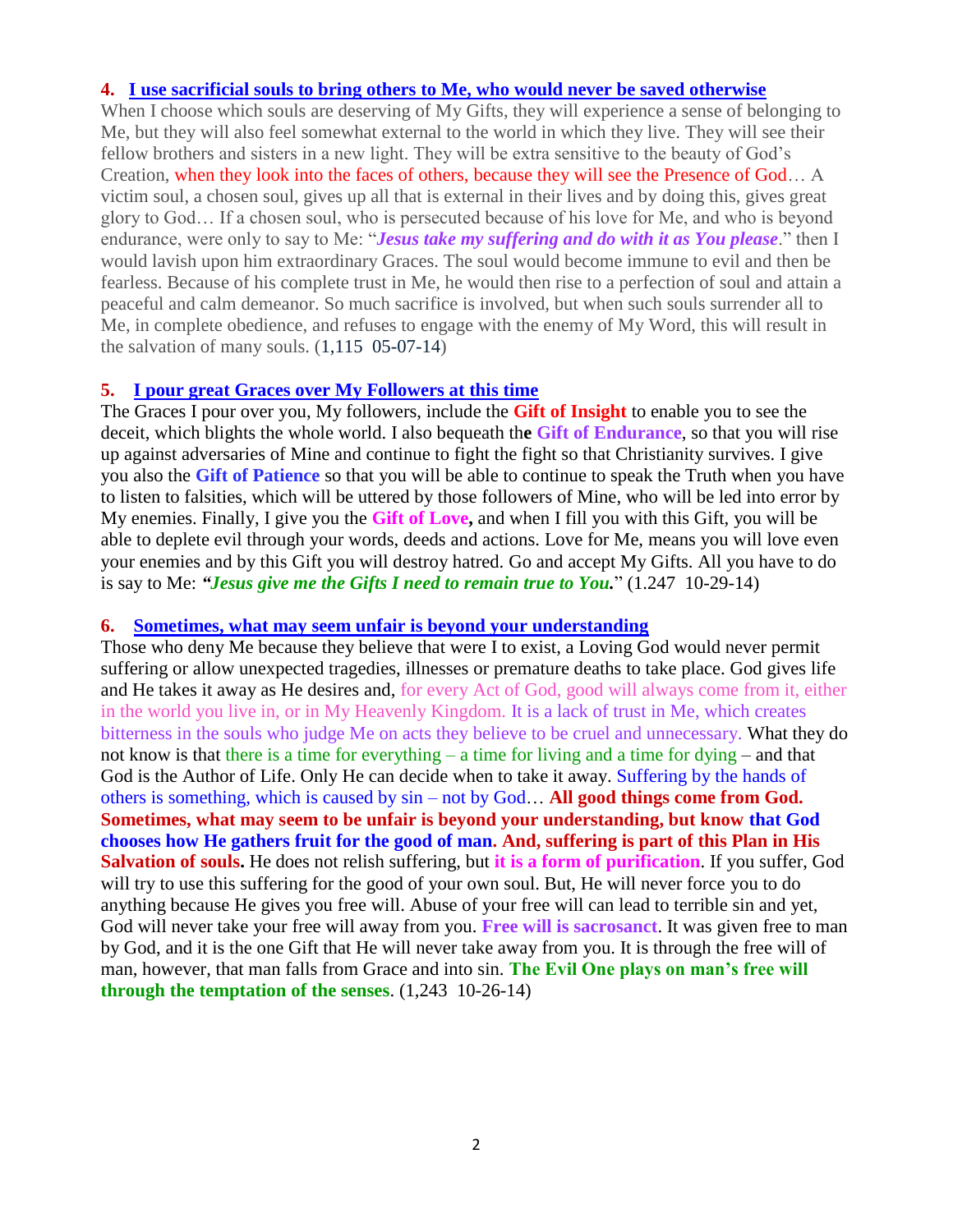**4. I use sacrificial souls to bring others to Me, who would never be saved otherwise**

When I choose which souls are deserving of My Gifts, they will experience a sense of belonging to Me, but they will also feel somewhat external to the world in which they live. They will see their fellow brothers and sisters in a new light. They will be extra sensitive to the beauty of God's Creation, when they look into the faces of others, because they will see the Presence of God… A victim soul, a chosen soul, gives up all that is external in their lives and by doing this, gives great glory to God… If a chosen soul, who is persecuted because of his love for Me, and who is beyond endurance, were only to say to Me: "***Jesus take my suffering and do with it as You please***." then I would lavish upon him extraordinary Graces. The soul would become immune to evil and then be fearless. Because of his complete trust in Me, he would then rise to a perfection of soul and attain a peaceful and calm demeanor. So much sacrifice is involved, but when such souls surrender all to Me, in complete obedience, and refuses to engage with the enemy of My Word, this will result in the salvation of many souls. (1,115 05-07-14)

**5. I pour great Graces over My Followers at this time**

The Graces I pour over you, My followers, include the **Gift of Insight** to enable you to see the deceit, which blights the whole world. I also bequeath th**e** **Gift of Endurance**, so that you will rise up against adversaries of Mine and continue to fight the fight so that Christianity survives. I give you also the **Gift of Patience** so that you will be able to continue to speak the Truth when you have to listen to falsities, which will be uttered by those followers of Mine, who will be led into error by My enemies. Finally, I give you the **Gift of Love,** and when I fill you with this Gift, you will be able to deplete evil through your words, deeds and actions. Love for Me, means you will love even your enemies and by this Gift you will destroy hatred. Go and accept My Gifts. All you have to do is say to Me: ***"Jesus give me the Gifts I need to remain true to You."*** (1.247 10-29-14)

**6. Sometimes, what may seem unfair is beyond your understanding**

Those who deny Me because they believe that were I to exist, a Loving God would never permit suffering or allow unexpected tragedies, illnesses or premature deaths to take place. God gives life and He takes it away as He desires and, for every Act of God, good will always come from it, either in the world you live in, or in My Heavenly Kingdom. It is a lack of trust in Me, which creates bitterness in the souls who judge Me on acts they believe to be cruel and unnecessary. What they do not know is that there is a time for everything – a time for living and a time for dying – and that God is the Author of Life. Only He can decide when to take it away. Suffering by the hands of others is something, which is caused by sin – not by God… **All good things come from God. Sometimes, what may seem to be unfair is beyond your understanding, but know that God chooses how He gathers fruit for the good of man. And, suffering is part of this Plan in His Salvation of souls.** He does not relish suffering, but **it is a form of purification**. If you suffer, God will try to use this suffering for the good of your own soul. But, He will never force you to do anything because He gives you free will. Abuse of your free will can lead to terrible sin and yet, God will never take your free will away from you. **Free will is sacrosanct**. It was given free to man by God, and it is the one Gift that He will never take away from you. It is through the free will of man, however, that man falls from Grace and into sin. **The Evil One plays on man's free will through the temptation of the senses.** (1,243 10-26-14)